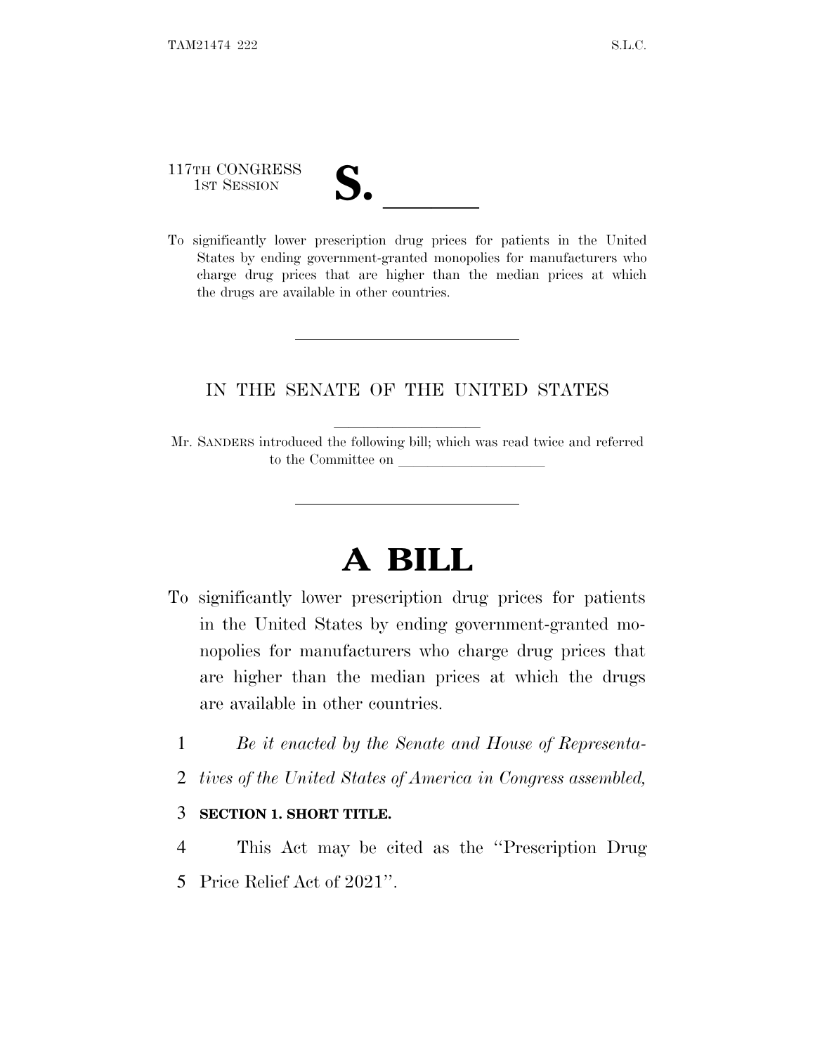117TH CONGRESS
1ST SESSION

# S. \_\_\_\_\_\_

To significantly lower prescription drug prices for patients in the United States by ending government-granted monopolies for manufacturers who charge drug prices that are higher than the median prices at which the drugs are available in other countries.

---

IN THE SENATE OF THE UNITED STATES

---

Mr. SANDERS introduced the following bill; which was read twice and referred to the Committee on \_\_\_\_\_\_\_\_\_\_\_\_\_\_\_\_\_\_\_\_

---

# A BILL

To significantly lower prescription drug prices for patients in the United States by ending government-granted monopolies for manufacturers who charge drug prices that are higher than the median prices at which the drugs are available in other countries.

1 *Be it enacted by the Senate and House of Representa-*
2 *tives of the United States of America in Congress assembled,*

3 **SECTION 1. SHORT TITLE.**

4 This Act may be cited as the ''Prescription Drug
5 Price Relief Act of 2021''.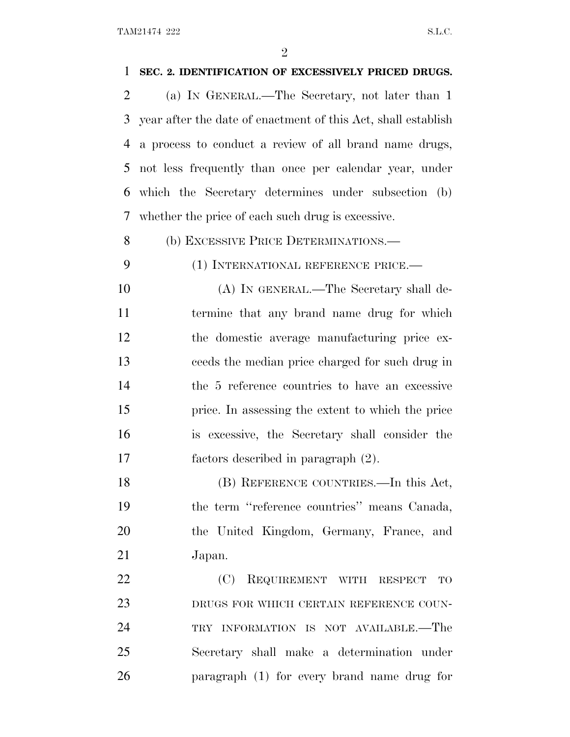**SEC. 2. IDENTIFICATION OF EXCESSIVELY PRICED DRUGS.**

(a) IN GENERAL.—The Secretary, not later than 1 year after the date of enactment of this Act, shall establish a process to conduct a review of all brand name drugs, not less frequently than once per calendar year, under which the Secretary determines under subsection (b) whether the price of each such drug is excessive.

(b) EXCESSIVE PRICE DETERMINATIONS.—

(1) INTERNATIONAL REFERENCE PRICE.—

(A) IN GENERAL.—The Secretary shall determine that any brand name drug for which the domestic average manufacturing price exceeds the median price charged for such drug in the 5 reference countries to have an excessive price. In assessing the extent to which the price is excessive, the Secretary shall consider the factors described in paragraph (2).

(B) REFERENCE COUNTRIES.—In this Act, the term ''reference countries'' means Canada, the United Kingdom, Germany, France, and Japan.

(C) REQUIREMENT WITH RESPECT TO DRUGS FOR WHICH CERTAIN REFERENCE COUNTRY INFORMATION IS NOT AVAILABLE.—The Secretary shall make a determination under paragraph (1) for every brand name drug for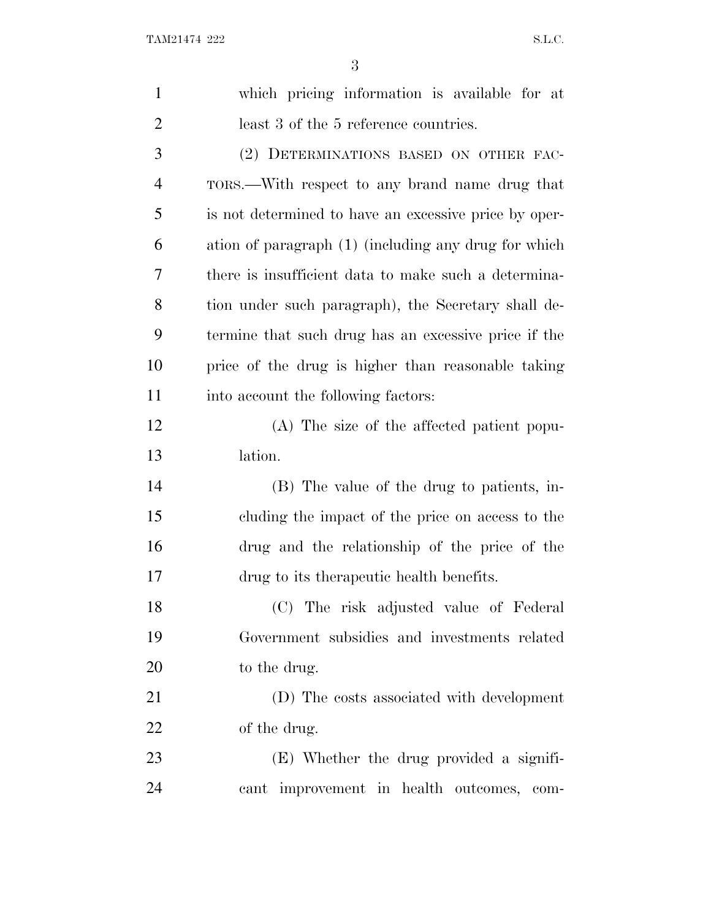which pricing information is available for at least 3 of the 5 reference countries.

(2) DETERMINATIONS BASED ON OTHER FACTORS.—With respect to any brand name drug that is not determined to have an excessive price by operation of paragraph (1) (including any drug for which there is insufficient data to make such a determination under such paragraph), the Secretary shall determine that such drug has an excessive price if the price of the drug is higher than reasonable taking into account the following factors:

(A) The size of the affected patient population.

(B) The value of the drug to patients, including the impact of the price on access to the drug and the relationship of the price of the drug to its therapeutic health benefits.

(C) The risk adjusted value of Federal Government subsidies and investments related to the drug.

(D) The costs associated with development of the drug.

(E) Whether the drug provided a significant improvement in health outcomes, com-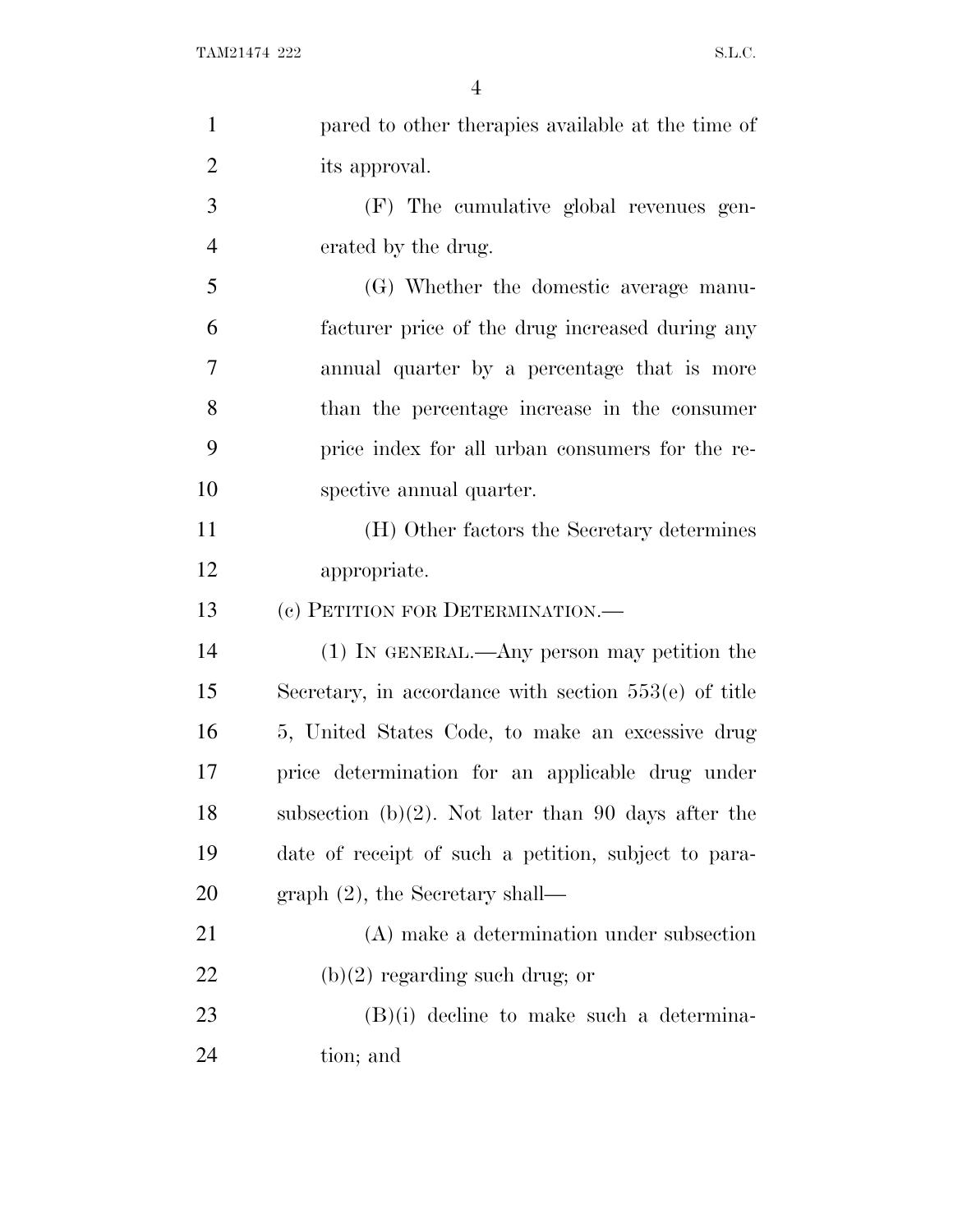pared to other therapies available at the time of its approval.

(F) The cumulative global revenues generated by the drug.

(G) Whether the domestic average manufacturer price of the drug increased during any annual quarter by a percentage that is more than the percentage increase in the consumer price index for all urban consumers for the respective annual quarter.

(H) Other factors the Secretary determines appropriate.

(c) PETITION FOR DETERMINATION.—

(1) IN GENERAL.—Any person may petition the Secretary, in accordance with section 553(e) of title 5, United States Code, to make an excessive drug price determination for an applicable drug under subsection (b)(2). Not later than 90 days after the date of receipt of such a petition, subject to paragraph (2), the Secretary shall—

(A) make a determination under subsection (b)(2) regarding such drug; or

(B)(i) decline to make such a determination; and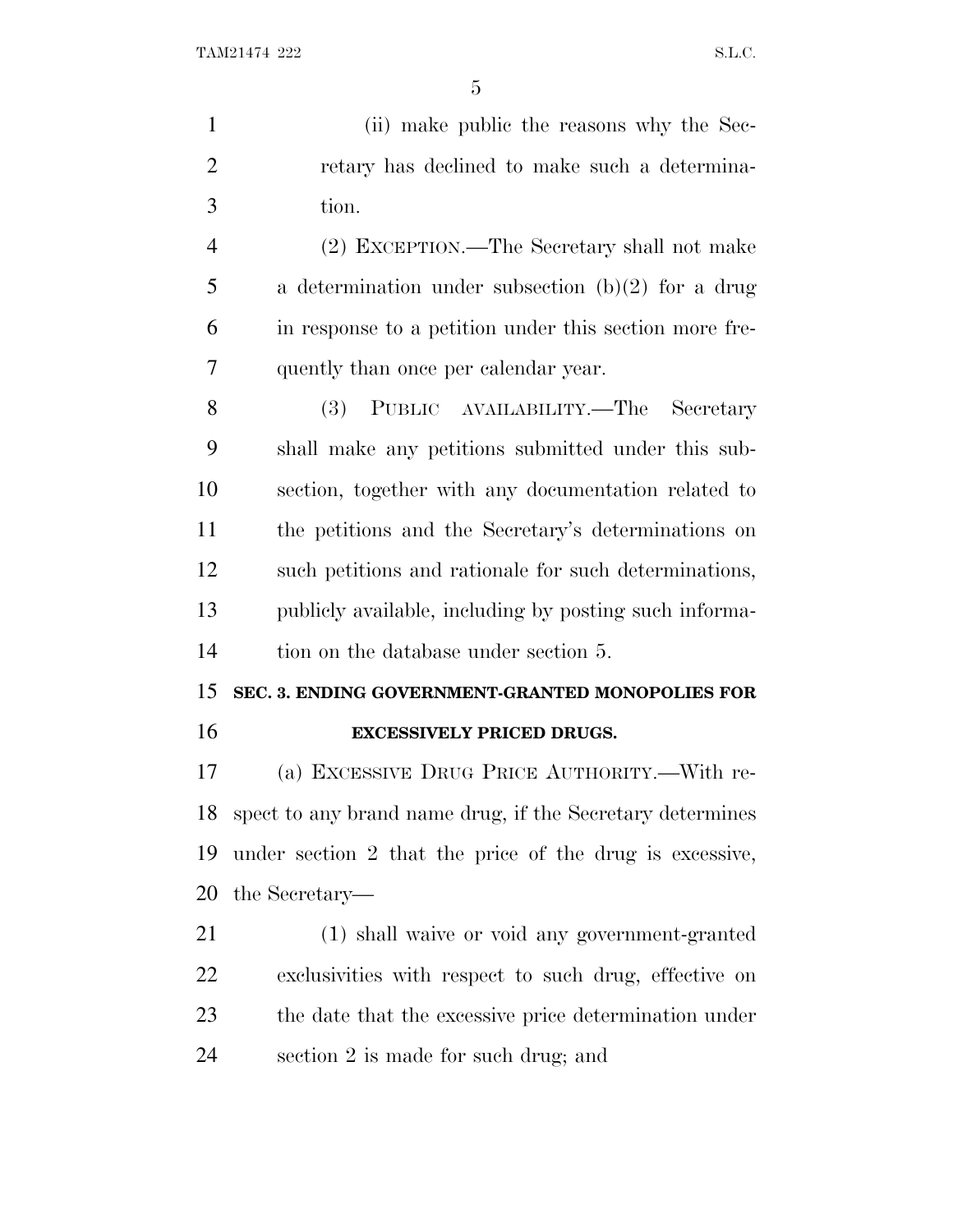(ii) make public the reasons why the Secretary has declined to make such a determination.

(2) EXCEPTION.—The Secretary shall not make a determination under subsection (b)(2) for a drug in response to a petition under this section more frequently than once per calendar year.

(3) PUBLIC AVAILABILITY.—The Secretary shall make any petitions submitted under this subsection, together with any documentation related to the petitions and the Secretary's determinations on such petitions and rationale for such determinations, publicly available, including by posting such information on the database under section 5.

## SEC. 3. ENDING GOVERNMENT-GRANTED MONOPOLIES FOR EXCESSIVELY PRICED DRUGS.

(a) EXCESSIVE DRUG PRICE AUTHORITY.—With respect to any brand name drug, if the Secretary determines under section 2 that the price of the drug is excessive, the Secretary—

(1) shall waive or void any government-granted exclusivities with respect to such drug, effective on the date that the excessive price determination under section 2 is made for such drug; and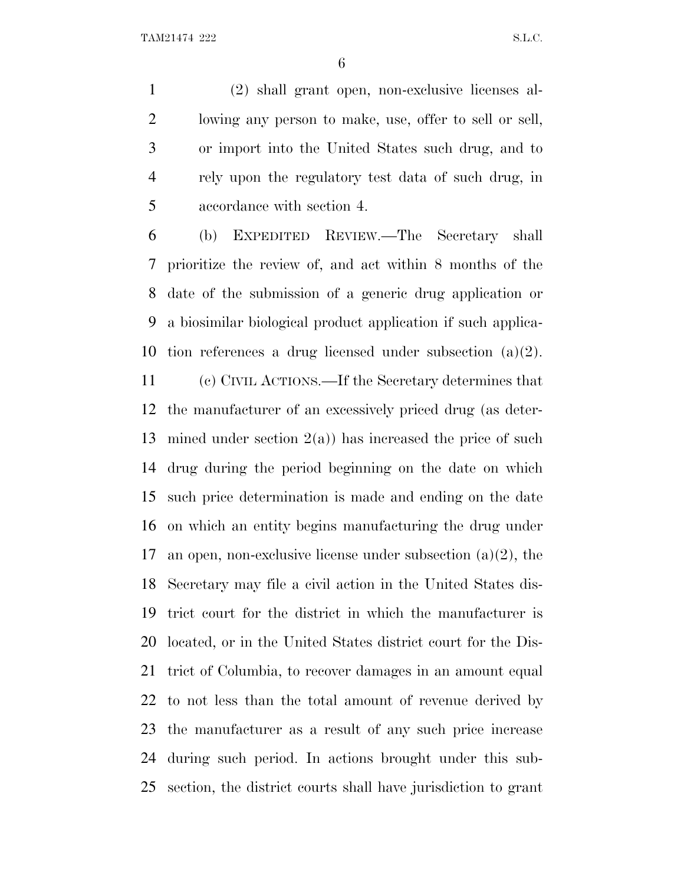(2) shall grant open, non-exclusive licenses allowing any person to make, use, offer to sell or sell, or import into the United States such drug, and to rely upon the regulatory test data of such drug, in accordance with section 4.

(b) EXPEDITED REVIEW.—The Secretary shall prioritize the review of, and act within 8 months of the date of the submission of a generic drug application or a biosimilar biological product application if such application references a drug licensed under subsection (a)(2).

(c) CIVIL ACTIONS.—If the Secretary determines that the manufacturer of an excessively priced drug (as determined under section 2(a)) has increased the price of such drug during the period beginning on the date on which such price determination is made and ending on the date on which an entity begins manufacturing the drug under an open, non-exclusive license under subsection (a)(2), the Secretary may file a civil action in the United States district court for the district in which the manufacturer is located, or in the United States district court for the District of Columbia, to recover damages in an amount equal to not less than the total amount of revenue derived by the manufacturer as a result of any such price increase during such period. In actions brought under this subsection, the district courts shall have jurisdiction to grant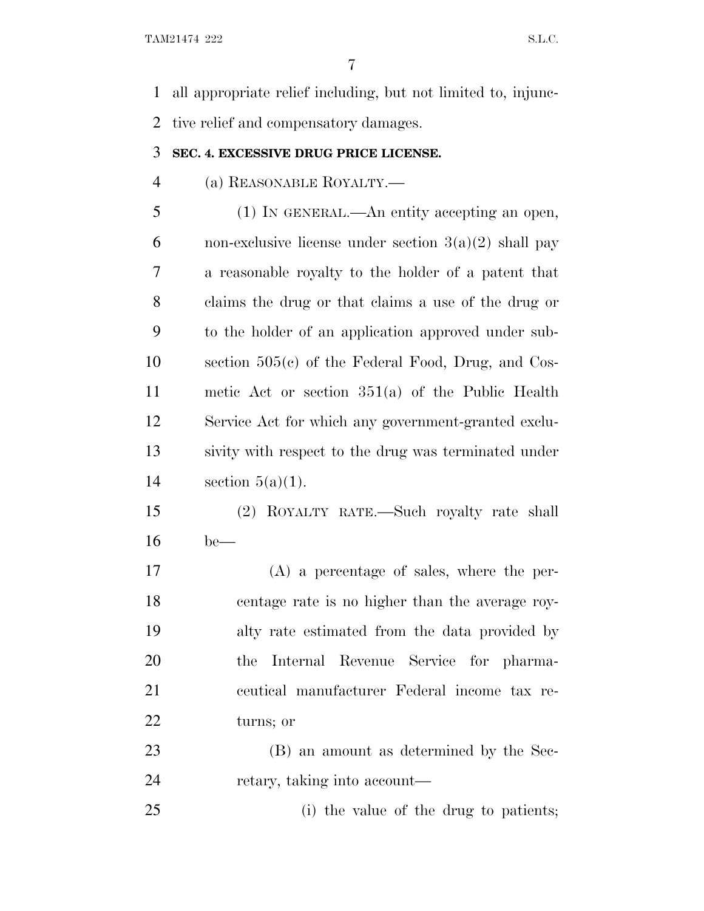all appropriate relief including, but not limited to, injunctive relief and compensatory damages.

**SEC. 4. EXCESSIVE DRUG PRICE LICENSE.**

(a) REASONABLE ROYALTY.—

(1) IN GENERAL.—An entity accepting an open, non-exclusive license under section 3(a)(2) shall pay a reasonable royalty to the holder of a patent that claims the drug or that claims a use of the drug or to the holder of an application approved under subsection 505(c) of the Federal Food, Drug, and Cosmetic Act or section 351(a) of the Public Health Service Act for which any government-granted exclusivity with respect to the drug was terminated under section 5(a)(1).

(2) ROYALTY RATE.—Such royalty rate shall be—

(A) a percentage of sales, where the percentage rate is no higher than the average royalty rate estimated from the data provided by the Internal Revenue Service for pharmaceutical manufacturer Federal income tax returns; or

(B) an amount as determined by the Secretary, taking into account—

(i) the value of the drug to patients;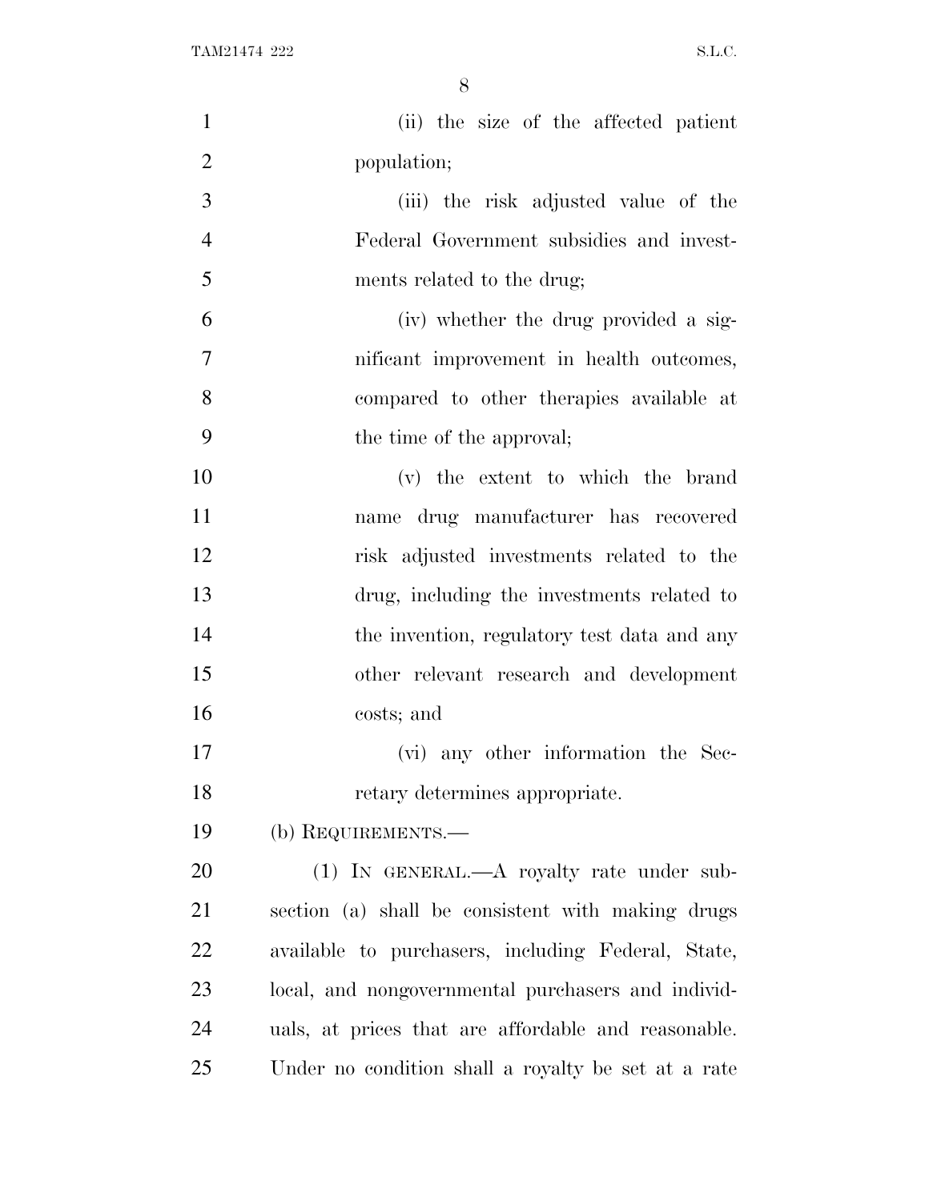(ii) the size of the affected patient population;

(iii) the risk adjusted value of the Federal Government subsidies and investments related to the drug;

(iv) whether the drug provided a significant improvement in health outcomes, compared to other therapies available at the time of the approval;

(v) the extent to which the brand name drug manufacturer has recovered risk adjusted investments related to the drug, including the investments related to the invention, regulatory test data and any other relevant research and development costs; and

(vi) any other information the Secretary determines appropriate.

(b) REQUIREMENTS.—

(1) IN GENERAL.—A royalty rate under subsection (a) shall be consistent with making drugs available to purchasers, including Federal, State, local, and nongovernmental purchasers and individuals, at prices that are affordable and reasonable. Under no condition shall a royalty be set at a rate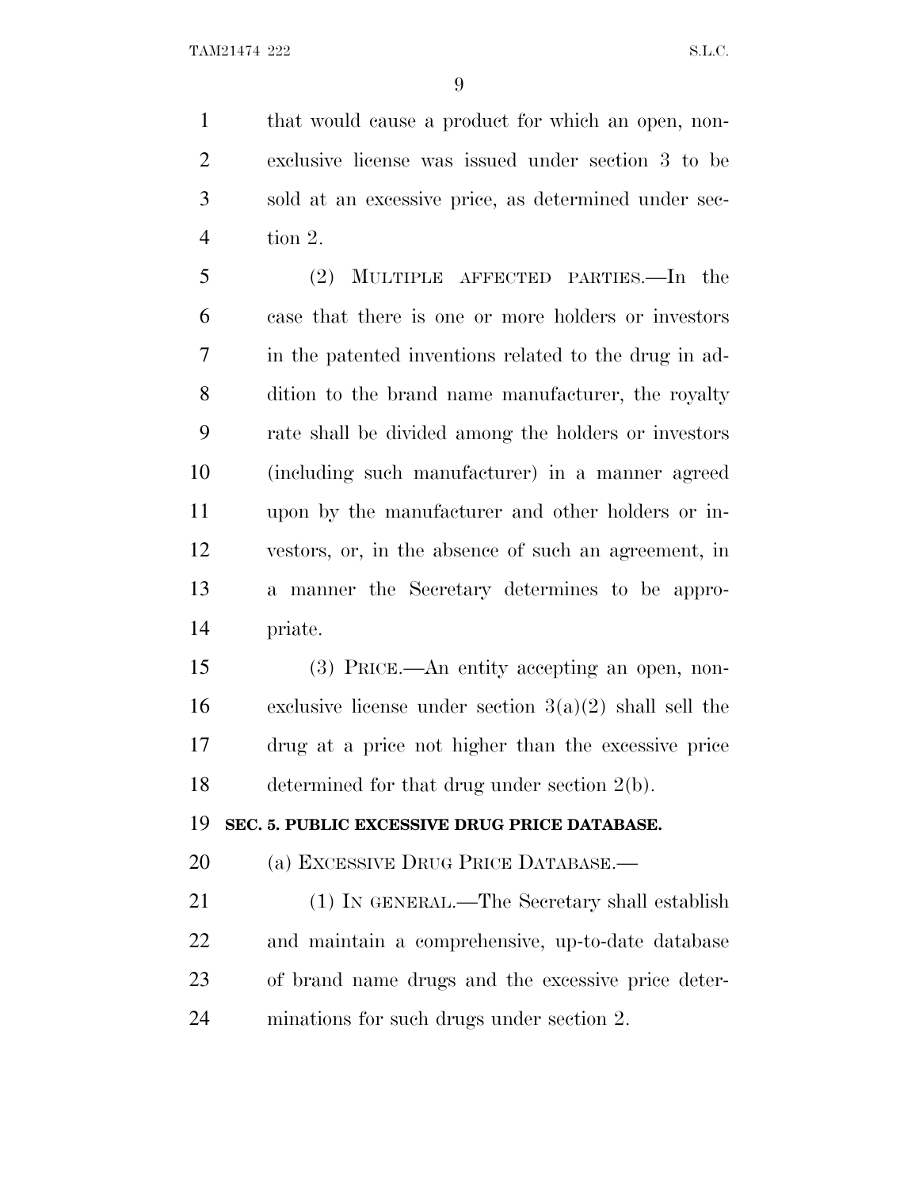that would cause a product for which an open, non-exclusive license was issued under section 3 to be sold at an excessive price, as determined under section 2.

(2) MULTIPLE AFFECTED PARTIES.—In the case that there is one or more holders or investors in the patented inventions related to the drug in addition to the brand name manufacturer, the royalty rate shall be divided among the holders or investors (including such manufacturer) in a manner agreed upon by the manufacturer and other holders or investors, or, in the absence of such an agreement, in a manner the Secretary determines to be appropriate.

(3) PRICE.—An entity accepting an open, non-exclusive license under section 3(a)(2) shall sell the drug at a price not higher than the excessive price determined for that drug under section 2(b).

**SEC. 5. PUBLIC EXCESSIVE DRUG PRICE DATABASE.**

(a) EXCESSIVE DRUG PRICE DATABASE.—

(1) IN GENERAL.—The Secretary shall establish and maintain a comprehensive, up-to-date database of brand name drugs and the excessive price determinations for such drugs under section 2.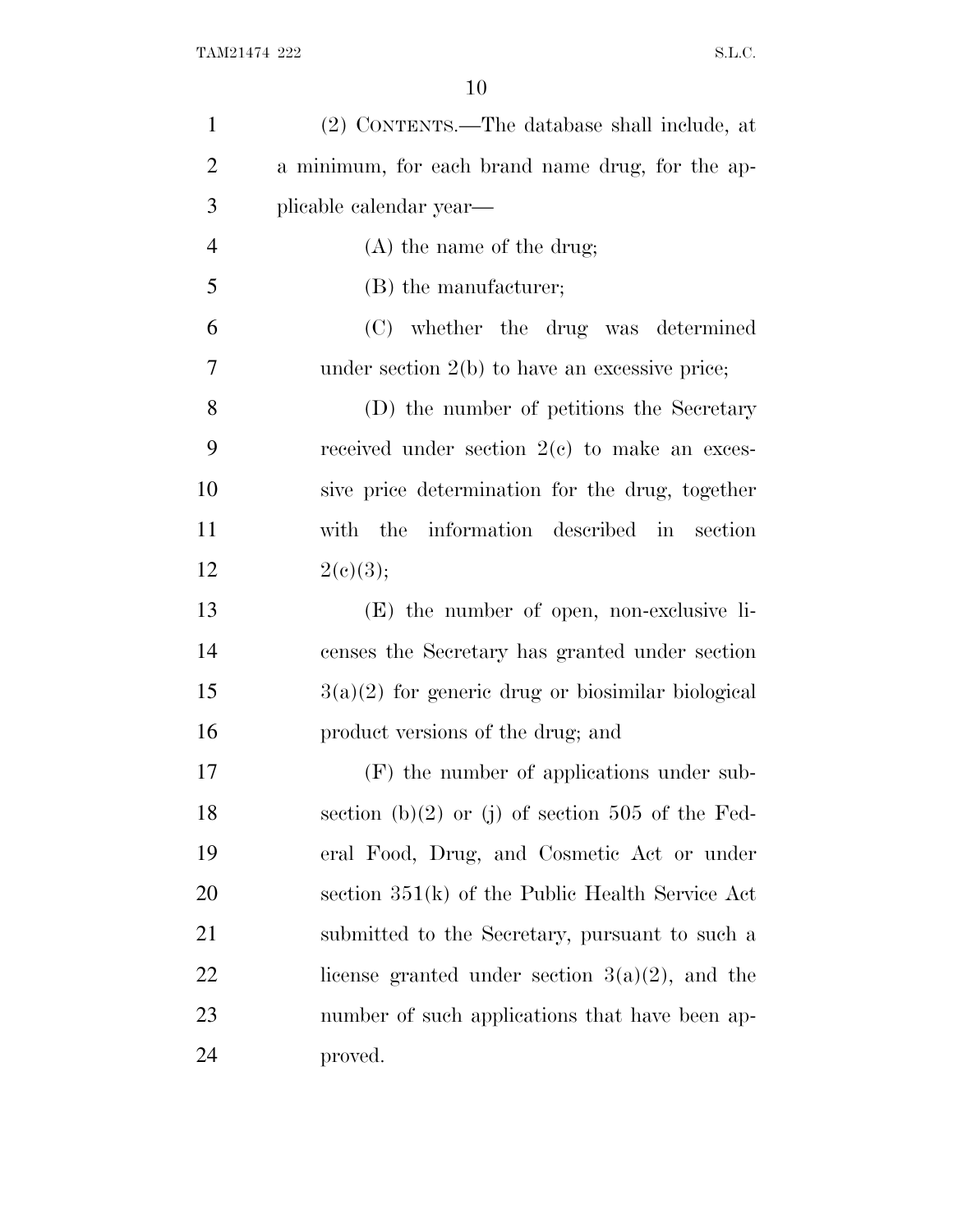(2) CONTENTS.—The database shall include, at a minimum, for each brand name drug, for the applicable calendar year—

(A) the name of the drug;

(B) the manufacturer;

(C) whether the drug was determined under section 2(b) to have an excessive price;

(D) the number of petitions the Secretary received under section 2(c) to make an excessive price determination for the drug, together with the information described in section 2(c)(3);

(E) the number of open, non-exclusive licenses the Secretary has granted under section 3(a)(2) for generic drug or biosimilar biological product versions of the drug; and

(F) the number of applications under subsection (b)(2) or (j) of section 505 of the Federal Food, Drug, and Cosmetic Act or under section 351(k) of the Public Health Service Act submitted to the Secretary, pursuant to such a license granted under section 3(a)(2), and the number of such applications that have been approved.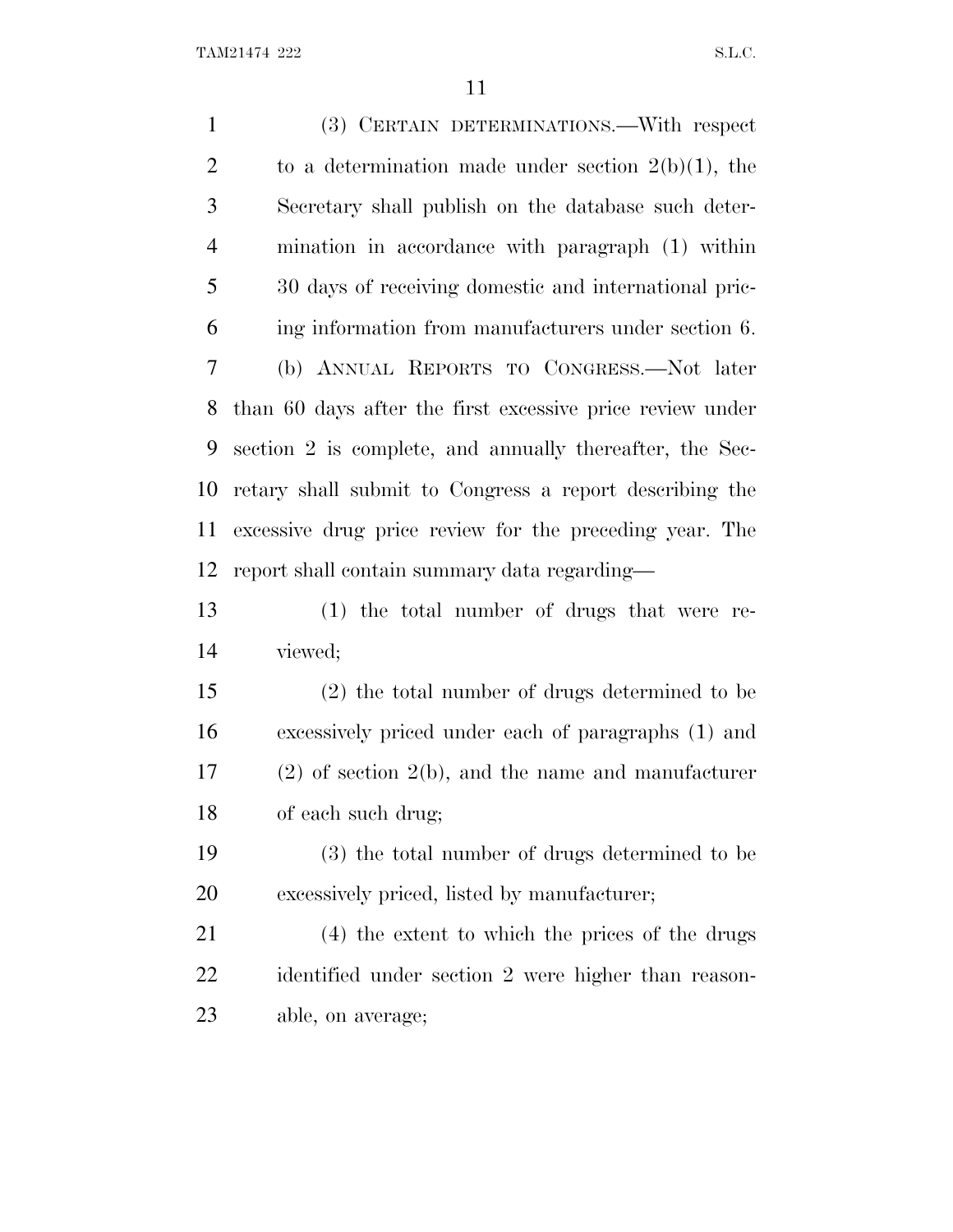(3) CERTAIN DETERMINATIONS.—With respect to a determination made under section 2(b)(1), the Secretary shall publish on the database such determination in accordance with paragraph (1) within 30 days of receiving domestic and international pricing information from manufacturers under section 6.

(b) ANNUAL REPORTS TO CONGRESS.—Not later than 60 days after the first excessive price review under section 2 is complete, and annually thereafter, the Secretary shall submit to Congress a report describing the excessive drug price review for the preceding year. The report shall contain summary data regarding—

(1) the total number of drugs that were reviewed;

(2) the total number of drugs determined to be excessively priced under each of paragraphs (1) and (2) of section 2(b), and the name and manufacturer of each such drug;

(3) the total number of drugs determined to be excessively priced, listed by manufacturer;

(4) the extent to which the prices of the drugs identified under section 2 were higher than reasonable, on average;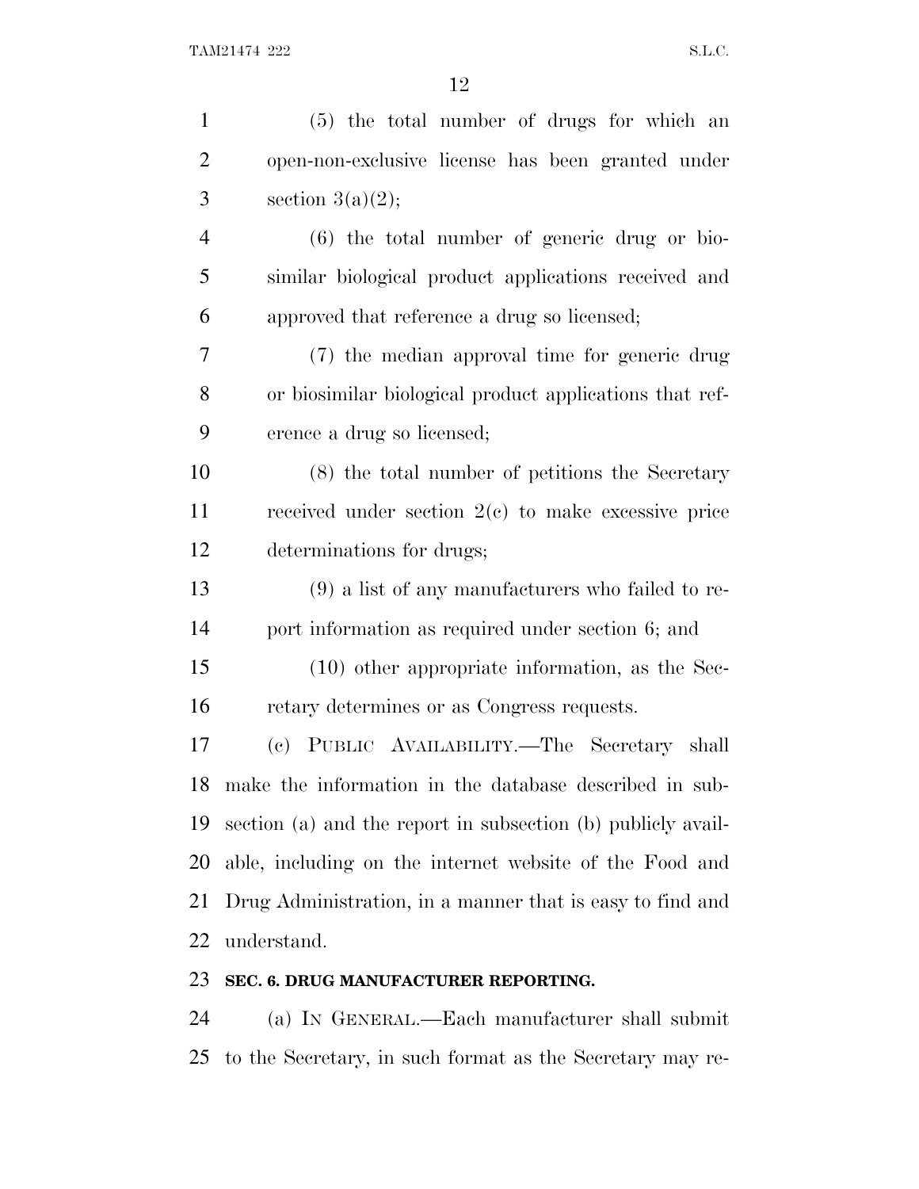(5) the total number of drugs for which an open-non-exclusive license has been granted under section 3(a)(2);

(6) the total number of generic drug or biosimilar biological product applications received and approved that reference a drug so licensed;

(7) the median approval time for generic drug or biosimilar biological product applications that reference a drug so licensed;

(8) the total number of petitions the Secretary received under section 2(c) to make excessive price determinations for drugs;

(9) a list of any manufacturers who failed to report information as required under section 6; and

(10) other appropriate information, as the Secretary determines or as Congress requests.

(c) PUBLIC AVAILABILITY.—The Secretary shall make the information in the database described in subsection (a) and the report in subsection (b) publicly available, including on the internet website of the Food and Drug Administration, in a manner that is easy to find and understand.

**SEC. 6. DRUG MANUFACTURER REPORTING.**

(a) IN GENERAL.—Each manufacturer shall submit to the Secretary, in such format as the Secretary may re-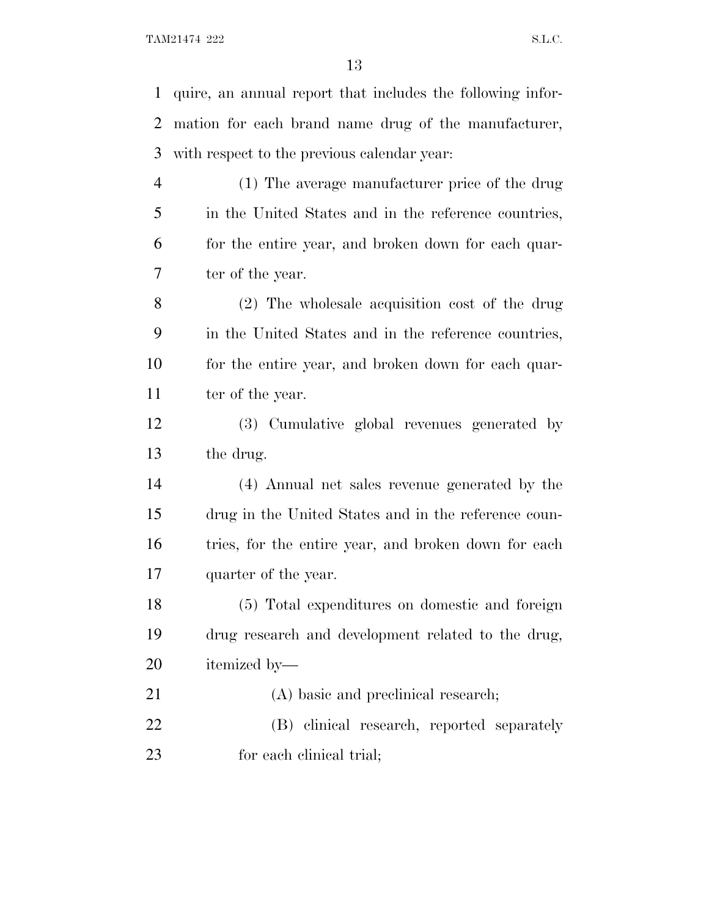quire, an annual report that includes the following information for each brand name drug of the manufacturer, with respect to the previous calendar year:

(1) The average manufacturer price of the drug in the United States and in the reference countries, for the entire year, and broken down for each quarter of the year.

(2) The wholesale acquisition cost of the drug in the United States and in the reference countries, for the entire year, and broken down for each quarter of the year.

(3) Cumulative global revenues generated by the drug.

(4) Annual net sales revenue generated by the drug in the United States and in the reference countries, for the entire year, and broken down for each quarter of the year.

(5) Total expenditures on domestic and foreign drug research and development related to the drug, itemized by—

(A) basic and preclinical research;

(B) clinical research, reported separately for each clinical trial;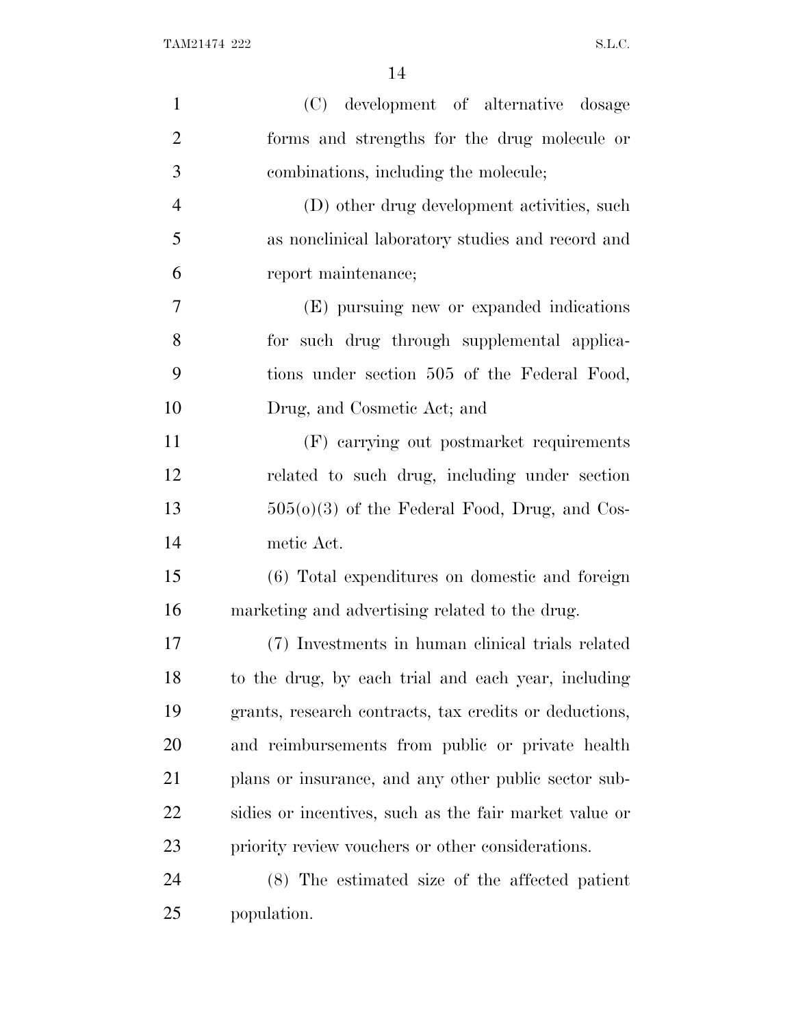(C) development of alternative dosage forms and strengths for the drug molecule or combinations, including the molecule;

(D) other drug development activities, such as nonclinical laboratory studies and record and report maintenance;

(E) pursuing new or expanded indications for such drug through supplemental applications under section 505 of the Federal Food, Drug, and Cosmetic Act; and

(F) carrying out postmarket requirements related to such drug, including under section 505(o)(3) of the Federal Food, Drug, and Cosmetic Act.

(6) Total expenditures on domestic and foreign marketing and advertising related to the drug.

(7) Investments in human clinical trials related to the drug, by each trial and each year, including grants, research contracts, tax credits or deductions, and reimbursements from public or private health plans or insurance, and any other public sector subsidies or incentives, such as the fair market value or priority review vouchers or other considerations.

(8) The estimated size of the affected patient population.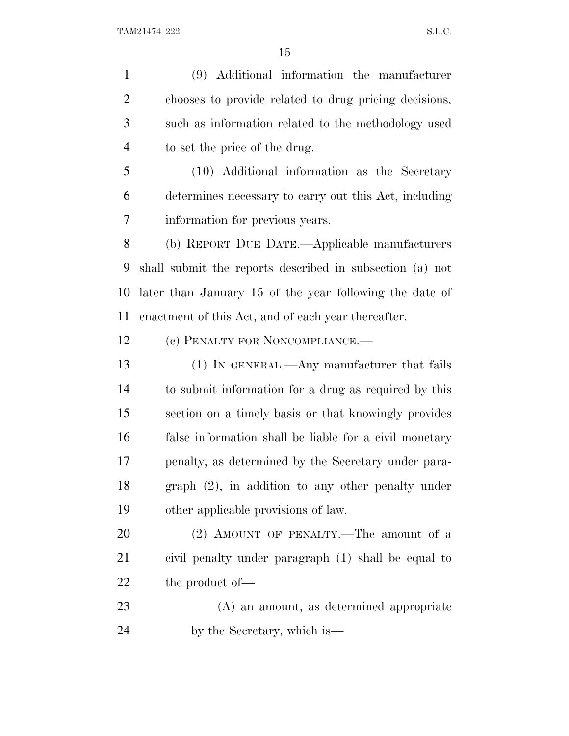(9) Additional information the manufacturer chooses to provide related to drug pricing decisions, such as information related to the methodology used to set the price of the drug.

(10) Additional information as the Secretary determines necessary to carry out this Act, including information for previous years.

(b) REPORT DUE DATE.—Applicable manufacturers shall submit the reports described in subsection (a) not later than January 15 of the year following the date of enactment of this Act, and of each year thereafter.

(c) PENALTY FOR NONCOMPLIANCE.—

(1) IN GENERAL.—Any manufacturer that fails to submit information for a drug as required by this section on a timely basis or that knowingly provides false information shall be liable for a civil monetary penalty, as determined by the Secretary under paragraph (2), in addition to any other penalty under other applicable provisions of law.

(2) AMOUNT OF PENALTY.—The amount of a civil penalty under paragraph (1) shall be equal to the product of—

(A) an amount, as determined appropriate by the Secretary, which is—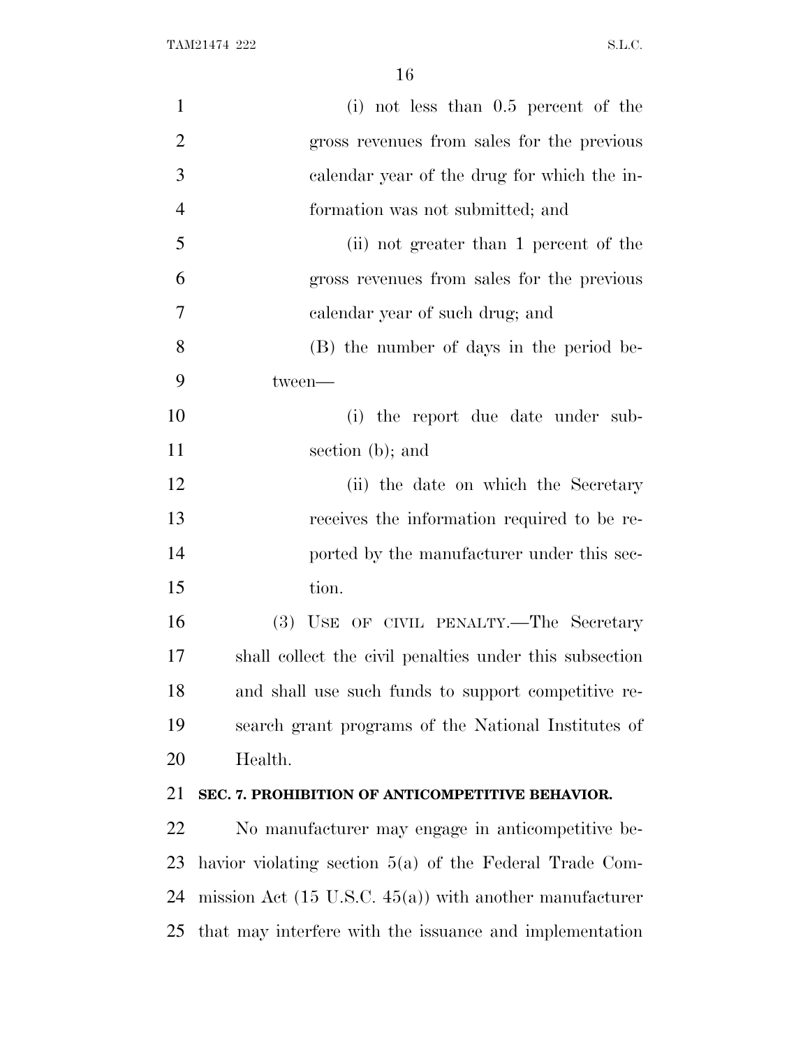(i) not less than 0.5 percent of the gross revenues from sales for the previous calendar year of the drug for which the information was not submitted; and

(ii) not greater than 1 percent of the gross revenues from sales for the previous calendar year of such drug; and

(B) the number of days in the period between—

(i) the report due date under subsection (b); and

(ii) the date on which the Secretary receives the information required to be reported by the manufacturer under this section.

(3) USE OF CIVIL PENALTY.—The Secretary shall collect the civil penalties under this subsection and shall use such funds to support competitive research grant programs of the National Institutes of Health.

**SEC. 7. PROHIBITION OF ANTICOMPETITIVE BEHAVIOR.**

No manufacturer may engage in anticompetitive behavior violating section 5(a) of the Federal Trade Commission Act (15 U.S.C. 45(a)) with another manufacturer that may interfere with the issuance and implementation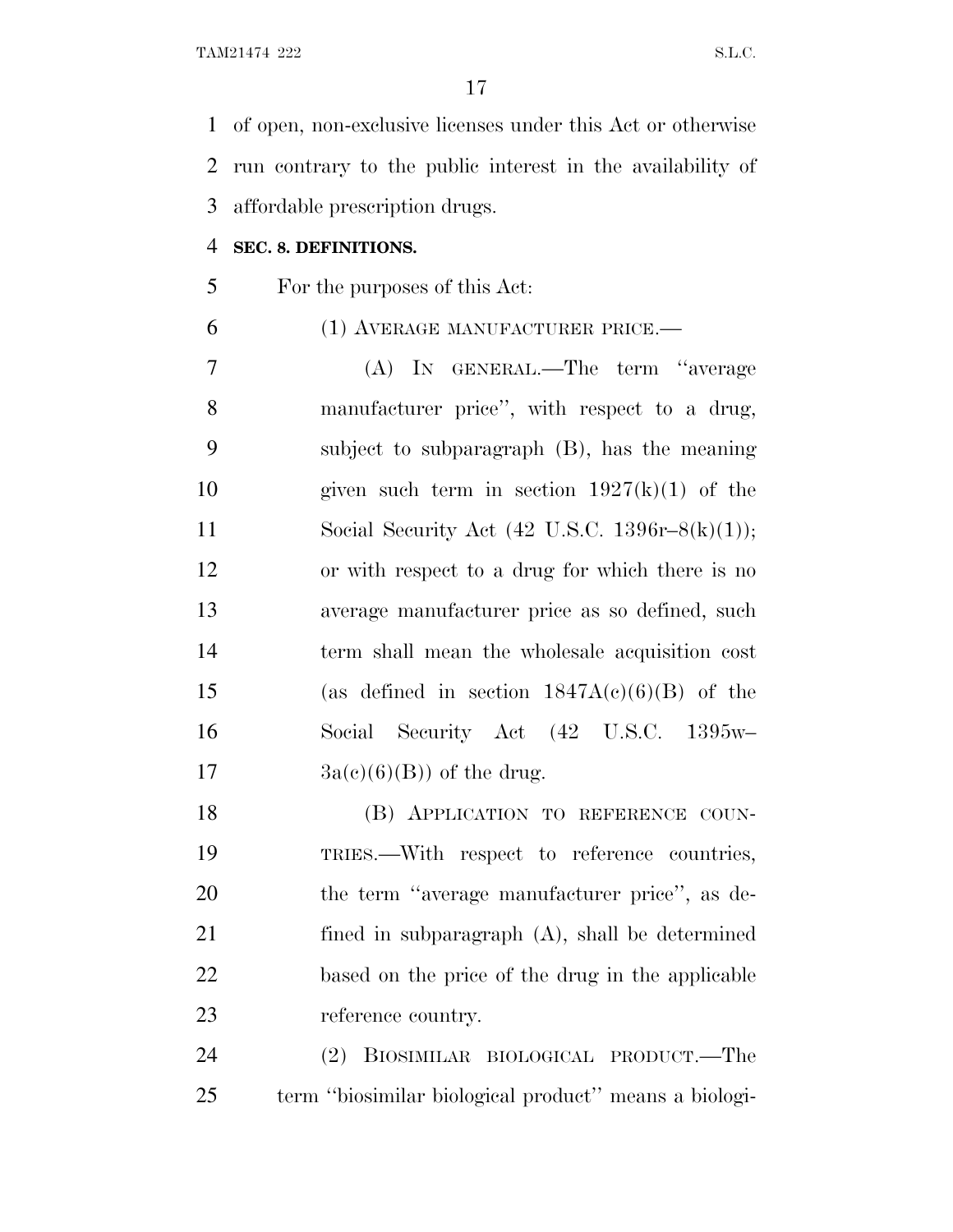of open, non-exclusive licenses under this Act or otherwise run contrary to the public interest in the availability of affordable prescription drugs.

**SEC. 8. DEFINITIONS.**

For the purposes of this Act:

(1) AVERAGE MANUFACTURER PRICE.—

(A) IN GENERAL.—The term ''average manufacturer price'', with respect to a drug, subject to subparagraph (B), has the meaning given such term in section 1927(k)(1) of the Social Security Act (42 U.S.C. 1396r–8(k)(1)); or with respect to a drug for which there is no average manufacturer price as so defined, such term shall mean the wholesale acquisition cost (as defined in section 1847A(c)(6)(B) of the Social Security Act (42 U.S.C. 1395w–3a(c)(6)(B)) of the drug.

(B) APPLICATION TO REFERENCE COUNTRIES.—With respect to reference countries, the term ''average manufacturer price'', as defined in subparagraph (A), shall be determined based on the price of the drug in the applicable reference country.

(2) BIOSIMILAR BIOLOGICAL PRODUCT.—The term ''biosimilar biological product'' means a biologi-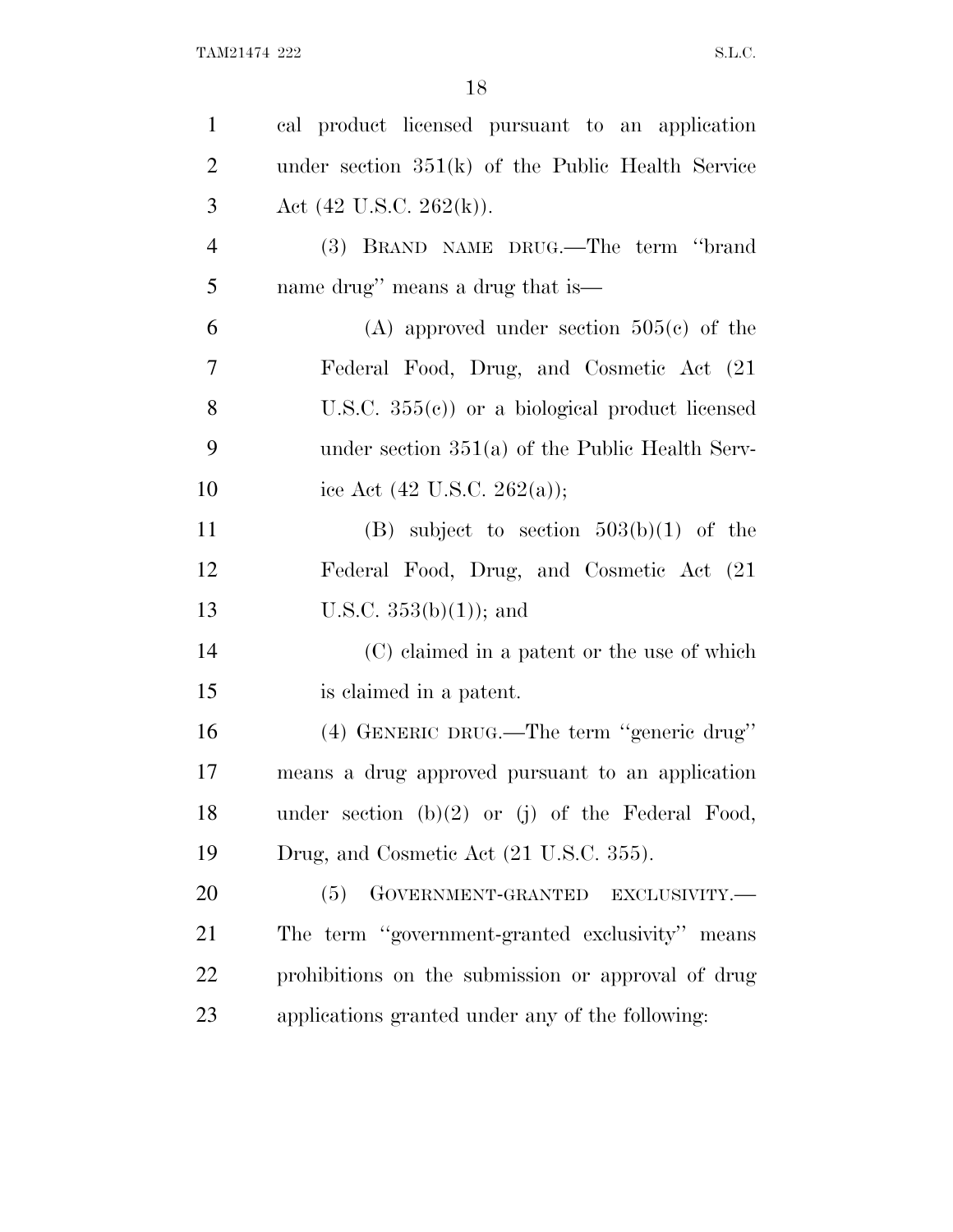cal product licensed pursuant to an application under section 351(k) of the Public Health Service Act (42 U.S.C. 262(k)).

(3) BRAND NAME DRUG.—The term ''brand name drug'' means a drug that is—

(A) approved under section 505(c) of the Federal Food, Drug, and Cosmetic Act (21 U.S.C. 355(c)) or a biological product licensed under section 351(a) of the Public Health Service Act (42 U.S.C. 262(a));

(B) subject to section 503(b)(1) of the Federal Food, Drug, and Cosmetic Act (21 U.S.C. 353(b)(1)); and

(C) claimed in a patent or the use of which is claimed in a patent.

(4) GENERIC DRUG.—The term ''generic drug'' means a drug approved pursuant to an application under section (b)(2) or (j) of the Federal Food, Drug, and Cosmetic Act (21 U.S.C. 355).

(5) GOVERNMENT-GRANTED EXCLUSIVITY.—The term ''government-granted exclusivity'' means prohibitions on the submission or approval of drug applications granted under any of the following: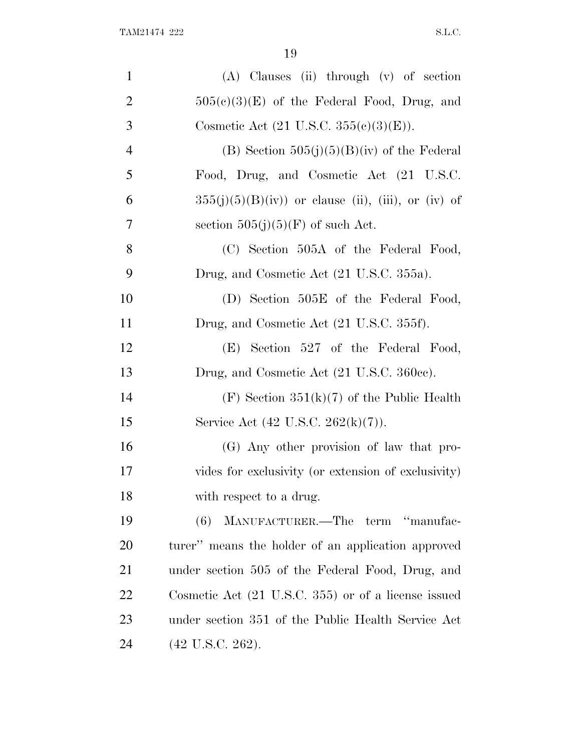(A) Clauses (ii) through (v) of section 505(c)(3)(E) of the Federal Food, Drug, and Cosmetic Act (21 U.S.C. 355(c)(3)(E)).

(B) Section 505(j)(5)(B)(iv) of the Federal Food, Drug, and Cosmetic Act (21 U.S.C. 355(j)(5)(B)(iv)) or clause (ii), (iii), or (iv) of section 505(j)(5)(F) of such Act.

(C) Section 505A of the Federal Food, Drug, and Cosmetic Act (21 U.S.C. 355a).

(D) Section 505E of the Federal Food, Drug, and Cosmetic Act (21 U.S.C. 355f).

(E) Section 527 of the Federal Food, Drug, and Cosmetic Act (21 U.S.C. 360cc).

(F) Section 351(k)(7) of the Public Health Service Act (42 U.S.C. 262(k)(7)).

(G) Any other provision of law that provides for exclusivity (or extension of exclusivity) with respect to a drug.

(6) MANUFACTURER.—The term "manufacturer" means the holder of an application approved under section 505 of the Federal Food, Drug, and Cosmetic Act (21 U.S.C. 355) or of a license issued under section 351 of the Public Health Service Act (42 U.S.C. 262).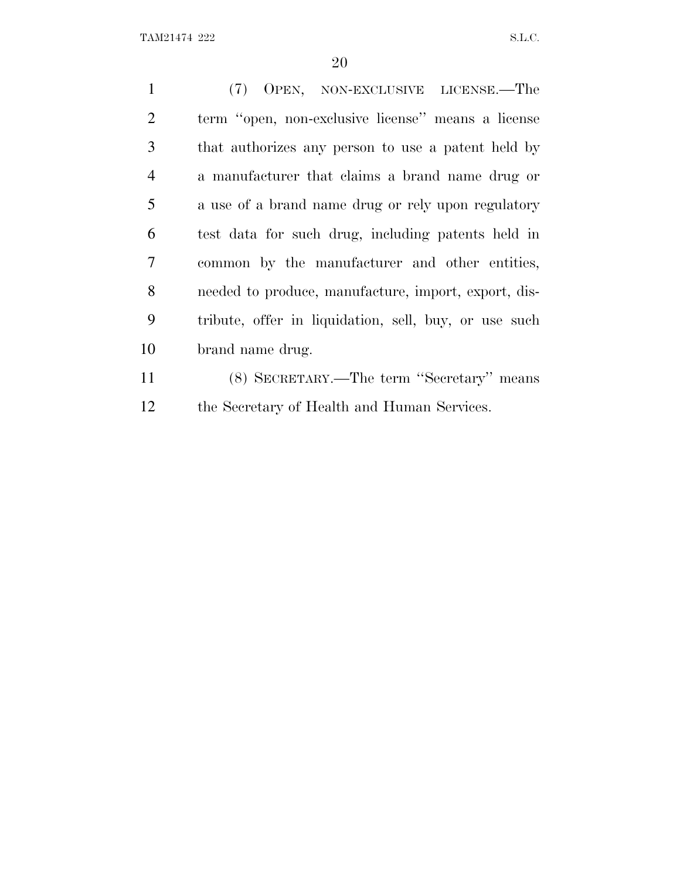(7) OPEN, NON-EXCLUSIVE LICENSE.—The term ''open, non-exclusive license'' means a license that authorizes any person to use a patent held by a manufacturer that claims a brand name drug or a use of a brand name drug or rely upon regulatory test data for such drug, including patents held in common by the manufacturer and other entities, needed to produce, manufacture, import, export, distribute, offer in liquidation, sell, buy, or use such brand name drug.

(8) SECRETARY.—The term ''Secretary'' means the Secretary of Health and Human Services.